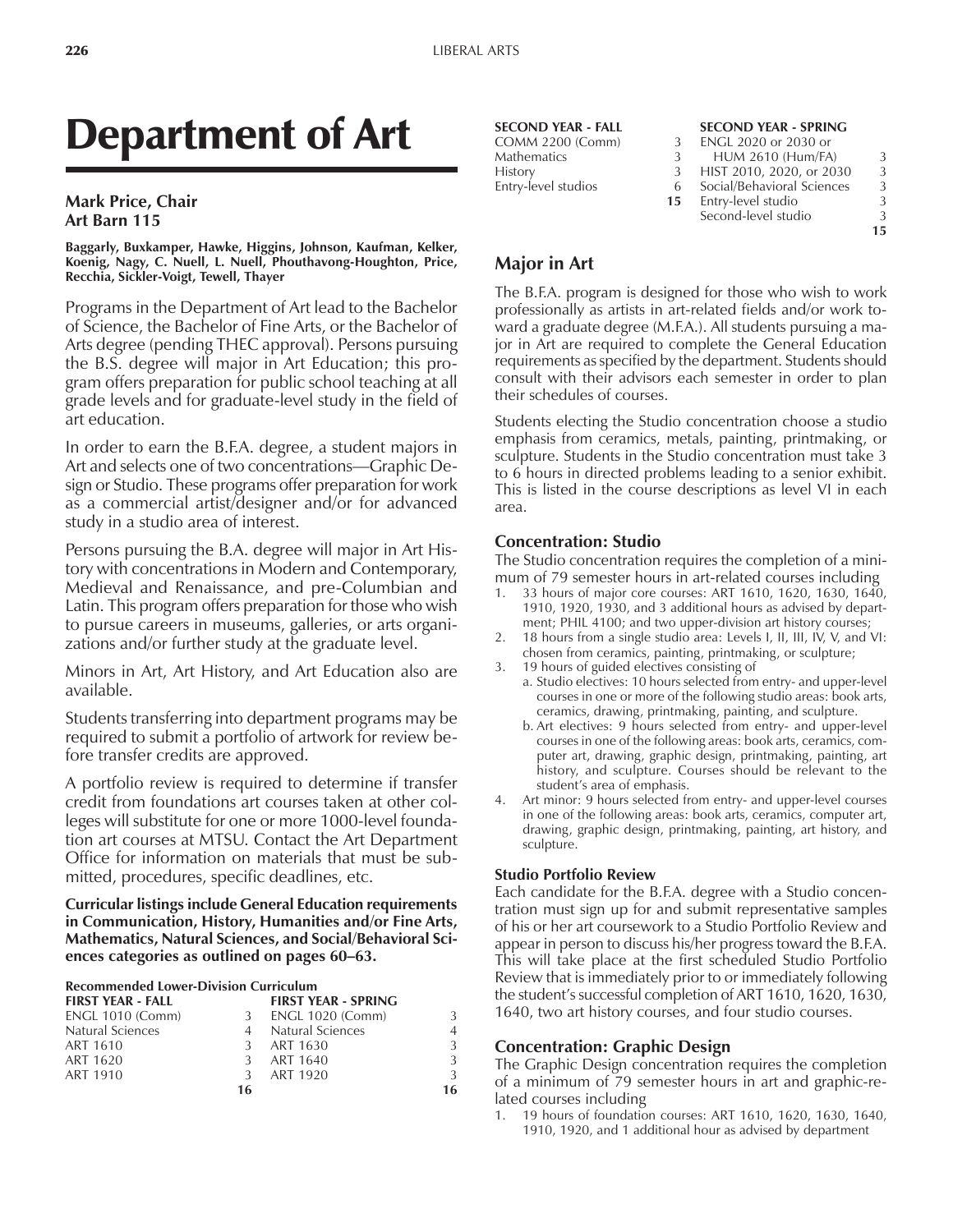# Department of Art

**Mark Price, Chair**
**Art Barn 115**

**Baggarly, Buxkamper, Hawke, Higgins, Johnson, Kaufman, Kelker, Koenig, Nagy, C. Nuell, L. Nuell, Phouthavong-Houghton, Price, Recchia, Sickler-Voigt, Tewell, Thayer**

Programs in the Department of Art lead to the Bachelor of Science, the Bachelor of Fine Arts, or the Bachelor of Arts degree (pending THEC approval). Persons pursuing the B.S. degree will major in Art Education; this program offers preparation for public school teaching at all grade levels and for graduate-level study in the field of art education.

In order to earn the B.F.A. degree, a student majors in Art and selects one of two concentrations—Graphic Design or Studio. These programs offer preparation for work as a commercial artist/designer and/or for advanced study in a studio area of interest.

Persons pursuing the B.A. degree will major in Art History with concentrations in Modern and Contemporary, Medieval and Renaissance, and pre-Columbian and Latin. This program offers preparation for those who wish to pursue careers in museums, galleries, or arts organizations and/or further study at the graduate level.

Minors in Art, Art History, and Art Education also are available.

Students transferring into department programs may be required to submit a portfolio of artwork for review before transfer credits are approved.

A portfolio review is required to determine if transfer credit from foundations art courses taken at other colleges will substitute for one or more 1000-level foundation art courses at MTSU. Contact the Art Department Office for information on materials that must be submitted, procedures, specific deadlines, etc.

**Curricular listings include General Education requirements in Communication, History, Humanities and/or Fine Arts, Mathematics, Natural Sciences, and Social/Behavioral Sciences categories as outlined on pages 60–63.**

**Recommended Lower-Division Curriculum**

| FIRST YEAR - FALL | | FIRST YEAR - SPRING | |
|---|---|---|---|
| ENGL 1010 (Comm) | 3 | ENGL 1020 (Comm) | 3 |
| Natural Sciences | 4 | Natural Sciences | 4 |
| ART 1610 | 3 | ART 1630 | 3 |
| ART 1620 | 3 | ART 1640 | 3 |
| ART 1910 | 3 | ART 1920 | 3 |
| | **16** | | **16** |

| SECOND YEAR - FALL | | SECOND YEAR - SPRING | |
|---|---|---|---|
| COMM 2200 (Comm) | 3 | ENGL 2020 or 2030 or HUM 2610 (Hum/FA) | 3 |
| Mathematics | 3 | HIST 2010, 2020, or 2030 | 3 |
| History | 3 | Social/Behavioral Sciences | 3 |
| Entry-level studios | 6 | Entry-level studio | 3 |
| | **15** | Second-level studio | 3 |
| | | | **15** |

## Major in Art

The B.F.A. program is designed for those who wish to work professionally as artists in art-related fields and/or work toward a graduate degree (M.F.A.). All students pursuing a major in Art are required to complete the General Education requirements as specified by the department. Students should consult with their advisors each semester in order to plan their schedules of courses.

Students electing the Studio concentration choose a studio emphasis from ceramics, metals, painting, printmaking, or sculpture. Students in the Studio concentration must take 3 to 6 hours in directed problems leading to a senior exhibit. This is listed in the course descriptions as level VI in each area.

### Concentration: Studio

The Studio concentration requires the completion of a minimum of 79 semester hours in art-related courses including

1. 33 hours of major core courses: ART 1610, 1620, 1630, 1640, 1910, 1920, 1930, and 3 additional hours as advised by department; PHIL 4100; and two upper-division art history courses;
2. 18 hours from a single studio area: Levels I, II, III, IV, V, and VI: chosen from ceramics, painting, printmaking, or sculpture;
3. 19 hours of guided electives consisting of
   a. Studio electives: 10 hours selected from entry- and upper-level courses in one or more of the following studio areas: book arts, ceramics, drawing, printmaking, painting, and sculpture.
   b. Art electives: 9 hours selected from entry- and upper-level courses in one of the following areas: book arts, ceramics, computer art, drawing, graphic design, printmaking, painting, art history, and sculpture. Courses should be relevant to the student's area of emphasis.
4. Art minor: 9 hours selected from entry- and upper-level courses in one of the following areas: book arts, ceramics, computer art, drawing, graphic design, printmaking, painting, art history, and sculpture.

#### Studio Portfolio Review

Each candidate for the B.F.A. degree with a Studio concentration must sign up for and submit representative samples of his or her art coursework to a Studio Portfolio Review and appear in person to discuss his/her progress toward the B.F.A. This will take place at the first scheduled Studio Portfolio Review that is immediately prior to or immediately following the student's successful completion of ART 1610, 1620, 1630, 1640, two art history courses, and four studio courses.

### Concentration: Graphic Design

The Graphic Design concentration requires the completion of a minimum of 79 semester hours in art and graphic-related courses including

1. 19 hours of foundation courses: ART 1610, 1620, 1630, 1640, 1910, 1920, and 1 additional hour as advised by department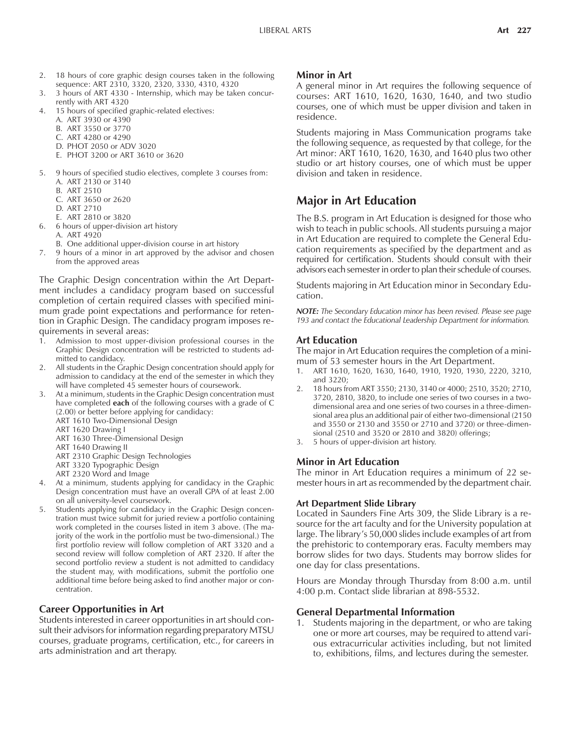2. 18 hours of core graphic design courses taken in the following sequence: ART 2310, 3320, 2320, 3330, 4310, 4320
3. 3 hours of ART 4330 - Internship, which may be taken concurrently with ART 4320
4. 15 hours of specified graphic-related electives:
   A. ART 3930 or 4390
   B. ART 3550 or 3770
   C. ART 4280 or 4290
   D. PHOT 2050 or ADV 3020
   E. PHOT 3200 or ART 3610 or 3620
5. 9 hours of specified studio electives, complete 3 courses from:
   A. ART 2130 or 3140
   B. ART 2510
   C. ART 3650 or 2620
   D. ART 2710
   E. ART 2810 or 3820
6. 6 hours of upper-division art history
   A. ART 4920
   B. One additional upper-division course in art history
7. 9 hours of a minor in art approved by the advisor and chosen from the approved areas

The Graphic Design concentration within the Art Department includes a candidacy program based on successful completion of certain required classes with specified minimum grade point expectations and performance for retention in Graphic Design. The candidacy program imposes requirements in several areas:

1. Admission to most upper-division professional courses in the Graphic Design concentration will be restricted to students admitted to candidacy.
2. All students in the Graphic Design concentration should apply for admission to candidacy at the end of the semester in which they will have completed 45 semester hours of coursework.
3. At a minimum, students in the Graphic Design concentration must have completed **each** of the following courses with a grade of C (2.00) or better before applying for candidacy:
   ART 1610 Two-Dimensional Design
   ART 1620 Drawing I
   ART 1630 Three-Dimensional Design
   ART 1640 Drawing II
   ART 2310 Graphic Design Technologies
   ART 3320 Typographic Design
   ART 2320 Word and Image
4. At a minimum, students applying for candidacy in the Graphic Design concentration must have an overall GPA of at least 2.00 on all university-level coursework.
5. Students applying for candidacy in the Graphic Design concentration must twice submit for juried review a portfolio containing work completed in the courses listed in item 3 above. (The majority of the work in the portfolio must be two-dimensional.) The first portfolio review will follow completion of ART 3320 and a second review will follow completion of ART 2320. If after the second portfolio review a student is not admitted to candidacy the student may, with modifications, submit the portfolio one additional time before being asked to find another major or concentration.

### Career Opportunities in Art

Students interested in career opportunities in art should consult their advisors for information regarding preparatory MTSU courses, graduate programs, certification, etc., for careers in arts administration and art therapy.

### Minor in Art

A general minor in Art requires the following sequence of courses: ART 1610, 1620, 1630, 1640, and two studio courses, one of which must be upper division and taken in residence.

Students majoring in Mass Communication programs take the following sequence, as requested by that college, for the Art minor: ART 1610, 1620, 1630, and 1640 plus two other studio or art history courses, one of which must be upper division and taken in residence.

## Major in Art Education

The B.S. program in Art Education is designed for those who wish to teach in public schools. All students pursuing a major in Art Education are required to complete the General Education requirements as specified by the department and as required for certification. Students should consult with their advisors each semester in order to plan their schedule of courses.

Students majoring in Art Education minor in Secondary Education.

***NOTE:*** *The Secondary Education minor has been revised. Please see page 193 and contact the Educational Leadership Department for information.*

### Art Education

The major in Art Education requires the completion of a minimum of 53 semester hours in the Art Department.

1. ART 1610, 1620, 1630, 1640, 1910, 1920, 1930, 2220, 3210, and 3220;
2. 18 hours from ART 3550; 2130, 3140 or 4000; 2510, 3520; 2710, 3720, 2810, 3820, to include one series of two courses in a two-dimensional area and one series of two courses in a three-dimensional area plus an additional pair of either two-dimensional (2150 and 3550 or 2130 and 3550 or 2710 and 3720) or three-dimensional (2510 and 3520 or 2810 and 3820) offerings;
3. 5 hours of upper-division art history.

### Minor in Art Education

The minor in Art Education requires a minimum of 22 semester hours in art as recommended by the department chair.

#### Art Department Slide Library

Located in Saunders Fine Arts 309, the Slide Library is a resource for the art faculty and for the University population at large. The library's 50,000 slides include examples of art from the prehistoric to contemporary eras. Faculty members may borrow slides for two days. Students may borrow slides for one day for class presentations.

Hours are Monday through Thursday from 8:00 a.m. until 4:00 p.m. Contact slide librarian at 898-5532.

### General Departmental Information

1. Students majoring in the department, or who are taking one or more art courses, may be required to attend various extracurricular activities including, but not limited to, exhibitions, films, and lectures during the semester.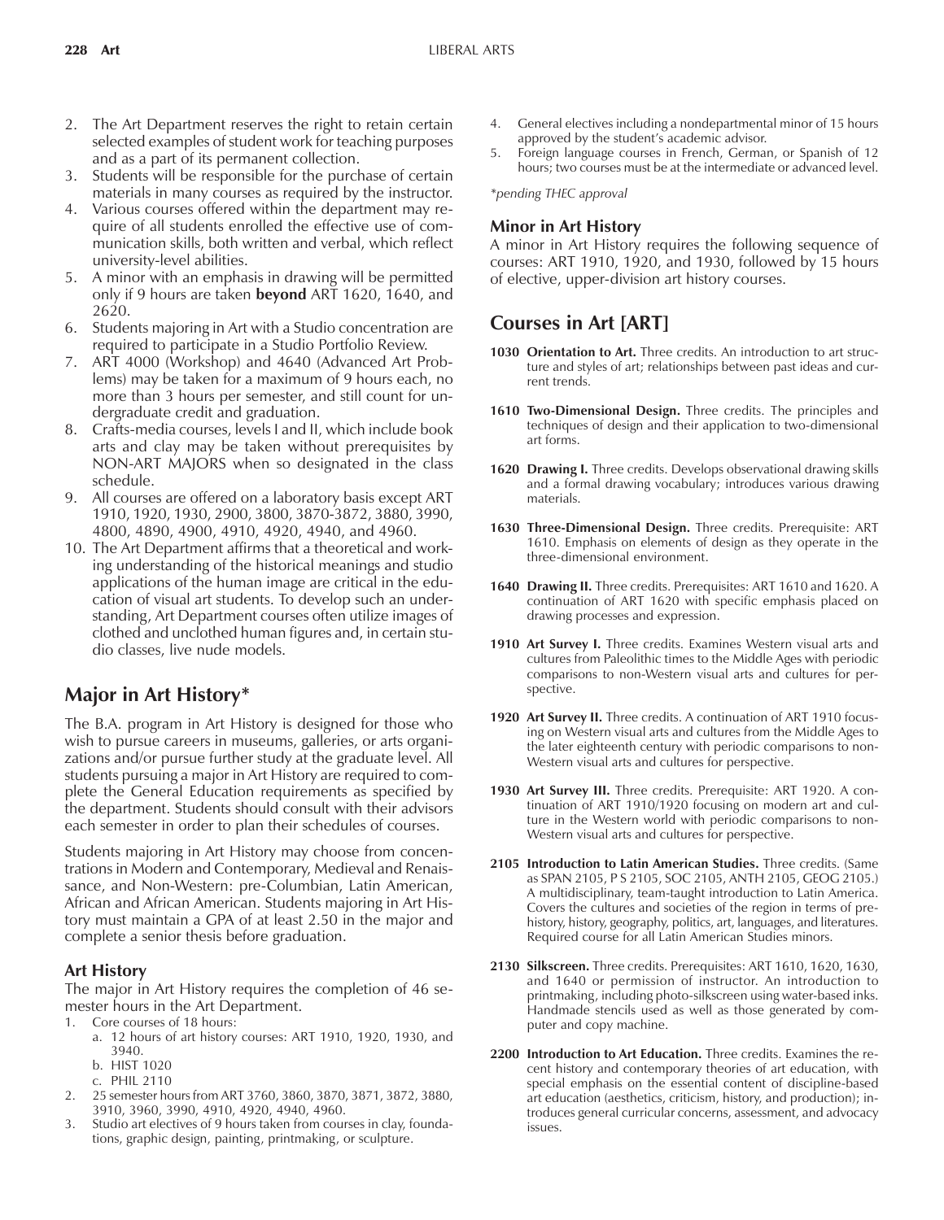2. The Art Department reserves the right to retain certain selected examples of student work for teaching purposes and as a part of its permanent collection.
3. Students will be responsible for the purchase of certain materials in many courses as required by the instructor.
4. Various courses offered within the department may require of all students enrolled the effective use of communication skills, both written and verbal, which reflect university-level abilities.
5. A minor with an emphasis in drawing will be permitted only if 9 hours are taken **beyond** ART 1620, 1640, and 2620.
6. Students majoring in Art with a Studio concentration are required to participate in a Studio Portfolio Review.
7. ART 4000 (Workshop) and 4640 (Advanced Art Problems) may be taken for a maximum of 9 hours each, no more than 3 hours per semester, and still count for undergraduate credit and graduation.
8. Crafts-media courses, levels I and II, which include book arts and clay may be taken without prerequisites by NON-ART MAJORS when so designated in the class schedule.
9. All courses are offered on a laboratory basis except ART 1910, 1920, 1930, 2900, 3800, 3870-3872, 3880, 3990, 4800, 4890, 4900, 4910, 4920, 4940, and 4960.
10. The Art Department affirms that a theoretical and working understanding of the historical meanings and studio applications of the human image are critical in the education of visual art students. To develop such an understanding, Art Department courses often utilize images of clothed and unclothed human figures and, in certain studio classes, live nude models.

## Major in Art History*

The B.A. program in Art History is designed for those who wish to pursue careers in museums, galleries, or arts organizations and/or pursue further study at the graduate level. All students pursuing a major in Art History are required to complete the General Education requirements as specified by the department. Students should consult with their advisors each semester in order to plan their schedules of courses.

Students majoring in Art History may choose from concentrations in Modern and Contemporary, Medieval and Renaissance, and Non-Western: pre-Columbian, Latin American, African and African American. Students majoring in Art History must maintain a GPA of at least 2.50 in the major and complete a senior thesis before graduation.

### Art History

The major in Art History requires the completion of 46 semester hours in the Art Department.

1. Core courses of 18 hours:
   a. 12 hours of art history courses: ART 1910, 1920, 1930, and 3940.
   b. HIST 1020
   c. PHIL 2110
2. 25 semester hours from ART 3760, 3860, 3870, 3871, 3872, 3880, 3910, 3960, 3990, 4910, 4920, 4940, 4960.
3. Studio art electives of 9 hours taken from courses in clay, foundations, graphic design, painting, printmaking, or sculpture.
4. General electives including a nondepartmental minor of 15 hours approved by the student's academic advisor.
5. Foreign language courses in French, German, or Spanish of 12 hours; two courses must be at the intermediate or advanced level.

*\*pending THEC approval*

### Minor in Art History

A minor in Art History requires the following sequence of courses: ART 1910, 1920, and 1930, followed by 15 hours of elective, upper-division art history courses.

## Courses in Art [ART]

**1030 Orientation to Art.** Three credits. An introduction to art structure and styles of art; relationships between past ideas and current trends.

**1610 Two-Dimensional Design.** Three credits. The principles and techniques of design and their application to two-dimensional art forms.

**1620 Drawing I.** Three credits. Develops observational drawing skills and a formal drawing vocabulary; introduces various drawing materials.

**1630 Three-Dimensional Design.** Three credits. Prerequisite: ART 1610. Emphasis on elements of design as they operate in the three-dimensional environment.

**1640 Drawing II.** Three credits. Prerequisites: ART 1610 and 1620. A continuation of ART 1620 with specific emphasis placed on drawing processes and expression.

**1910 Art Survey I.** Three credits. Examines Western visual arts and cultures from Paleolithic times to the Middle Ages with periodic comparisons to non-Western visual arts and cultures for perspective.

**1920 Art Survey II.** Three credits. A continuation of ART 1910 focusing on Western visual arts and cultures from the Middle Ages to the later eighteenth century with periodic comparisons to non-Western visual arts and cultures for perspective.

**1930 Art Survey III.** Three credits. Prerequisite: ART 1920. A continuation of ART 1910/1920 focusing on modern art and culture in the Western world with periodic comparisons to non-Western visual arts and cultures for perspective.

**2105 Introduction to Latin American Studies.** Three credits. (Same as SPAN 2105, P S 2105, SOC 2105, ANTH 2105, GEOG 2105.) A multidisciplinary, team-taught introduction to Latin America. Covers the cultures and societies of the region in terms of prehistory, history, geography, politics, art, languages, and literatures. Required course for all Latin American Studies minors.

**2130 Silkscreen.** Three credits. Prerequisites: ART 1610, 1620, 1630, and 1640 or permission of instructor. An introduction to printmaking, including photo-silkscreen using water-based inks. Handmade stencils used as well as those generated by computer and copy machine.

**2200 Introduction to Art Education.** Three credits. Examines the recent history and contemporary theories of art education, with special emphasis on the essential content of discipline-based art education (aesthetics, criticism, history, and production); introduces general curricular concerns, assessment, and advocacy issues.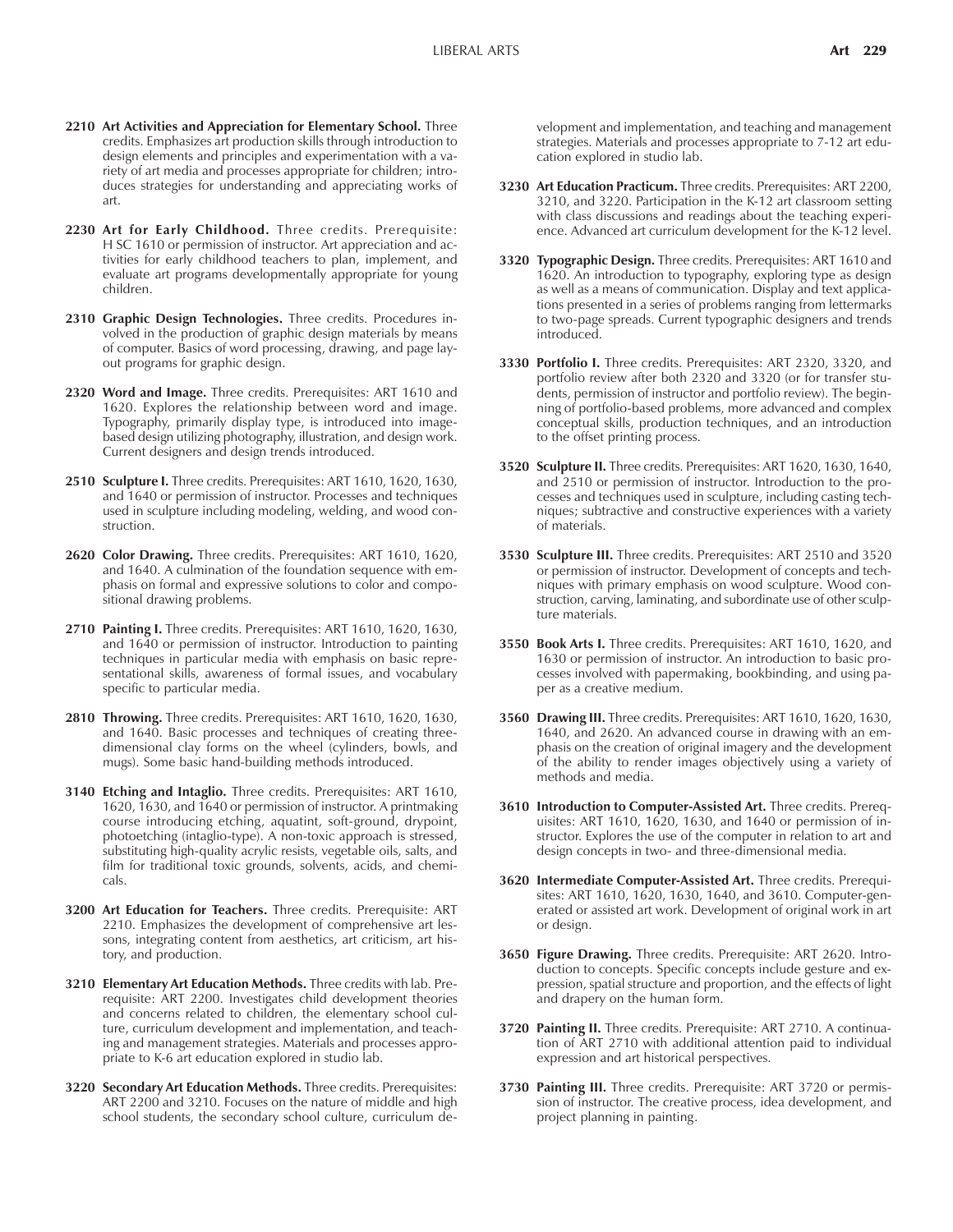**2210 Art Activities and Appreciation for Elementary School.** Three credits. Emphasizes art production skills through introduction to design elements and principles and experimentation with a variety of art media and processes appropriate for children; introduces strategies for understanding and appreciating works of art.

**2230 Art for Early Childhood.** Three credits. Prerequisite: H SC 1610 or permission of instructor. Art appreciation and activities for early childhood teachers to plan, implement, and evaluate art programs developmentally appropriate for young children.

**2310 Graphic Design Technologies.** Three credits. Procedures involved in the production of graphic design materials by means of computer. Basics of word processing, drawing, and page layout programs for graphic design.

**2320 Word and Image.** Three credits. Prerequisites: ART 1610 and 1620. Explores the relationship between word and image. Typography, primarily display type, is introduced into image-based design utilizing photography, illustration, and design work. Current designers and design trends introduced.

**2510 Sculpture I.** Three credits. Prerequisites: ART 1610, 1620, 1630, and 1640 or permission of instructor. Processes and techniques used in sculpture including modeling, welding, and wood construction.

**2620 Color Drawing.** Three credits. Prerequisites: ART 1610, 1620, and 1640. A culmination of the foundation sequence with emphasis on formal and expressive solutions to color and compositional drawing problems.

**2710 Painting I.** Three credits. Prerequisites: ART 1610, 1620, 1630, and 1640 or permission of instructor. Introduction to painting techniques in particular media with emphasis on basic representational skills, awareness of formal issues, and vocabulary specific to particular media.

**2810 Throwing.** Three credits. Prerequisites: ART 1610, 1620, 1630, and 1640. Basic processes and techniques of creating three-dimensional clay forms on the wheel (cylinders, bowls, and mugs). Some basic hand-building methods introduced.

**3140 Etching and Intaglio.** Three credits. Prerequisites: ART 1610, 1620, 1630, and 1640 or permission of instructor. A printmaking course introducing etching, aquatint, soft-ground, drypoint, photoetching (intaglio-type). A non-toxic approach is stressed, substituting high-quality acrylic resists, vegetable oils, salts, and film for traditional toxic grounds, solvents, acids, and chemicals.

**3200 Art Education for Teachers.** Three credits. Prerequisite: ART 2210. Emphasizes the development of comprehensive art lessons, integrating content from aesthetics, art criticism, art history, and production.

**3210 Elementary Art Education Methods.** Three credits with lab. Prerequisite: ART 2200. Investigates child development theories and concerns related to children, the elementary school culture, curriculum development and implementation, and teaching and management strategies. Materials and processes appropriate to K-6 art education explored in studio lab.

**3220 Secondary Art Education Methods.** Three credits. Prerequisites: ART 2200 and 3210. Focuses on the nature of middle and high school students, the secondary school culture, curriculum development and implementation, and teaching and management strategies. Materials and processes appropriate to 7-12 art education explored in studio lab.

**3230 Art Education Practicum.** Three credits. Prerequisites: ART 2200, 3210, and 3220. Participation in the K-12 art classroom setting with class discussions and readings about the teaching experience. Advanced art curriculum development for the K-12 level.

**3320 Typographic Design.** Three credits. Prerequisites: ART 1610 and 1620. An introduction to typography, exploring type as design as well as a means of communication. Display and text applications presented in a series of problems ranging from lettermarks to two-page spreads. Current typographic designers and trends introduced.

**3330 Portfolio I.** Three credits. Prerequisites: ART 2320, 3320, and portfolio review after both 2320 and 3320 (or for transfer students, permission of instructor and portfolio review). The beginning of portfolio-based problems, more advanced and complex conceptual skills, production techniques, and an introduction to the offset printing process.

**3520 Sculpture II.** Three credits. Prerequisites: ART 1620, 1630, 1640, and 2510 or permission of instructor. Introduction to the processes and techniques used in sculpture, including casting techniques; subtractive and constructive experiences with a variety of materials.

**3530 Sculpture III.** Three credits. Prerequisites: ART 2510 and 3520 or permission of instructor. Development of concepts and techniques with primary emphasis on wood sculpture. Wood construction, carving, laminating, and subordinate use of other sculpture materials.

**3550 Book Arts I.** Three credits. Prerequisites: ART 1610, 1620, and 1630 or permission of instructor. An introduction to basic processes involved with papermaking, bookbinding, and using paper as a creative medium.

**3560 Drawing III.** Three credits. Prerequisites: ART 1610, 1620, 1630, 1640, and 2620. An advanced course in drawing with an emphasis on the creation of original imagery and the development of the ability to render images objectively using a variety of methods and media.

**3610 Introduction to Computer-Assisted Art.** Three credits. Prerequisites: ART 1610, 1620, 1630, and 1640 or permission of instructor. Explores the use of the computer in relation to art and design concepts in two- and three-dimensional media.

**3620 Intermediate Computer-Assisted Art.** Three credits. Prerequisites: ART 1610, 1620, 1630, 1640, and 3610. Computer-generated or assisted art work. Development of original work in art or design.

**3650 Figure Drawing.** Three credits. Prerequisite: ART 2620. Introduction to concepts. Specific concepts include gesture and expression, spatial structure and proportion, and the effects of light and drapery on the human form.

**3720 Painting II.** Three credits. Prerequisite: ART 2710. A continuation of ART 2710 with additional attention paid to individual expression and art historical perspectives.

**3730 Painting III.** Three credits. Prerequisite: ART 3720 or permission of instructor. The creative process, idea development, and project planning in painting.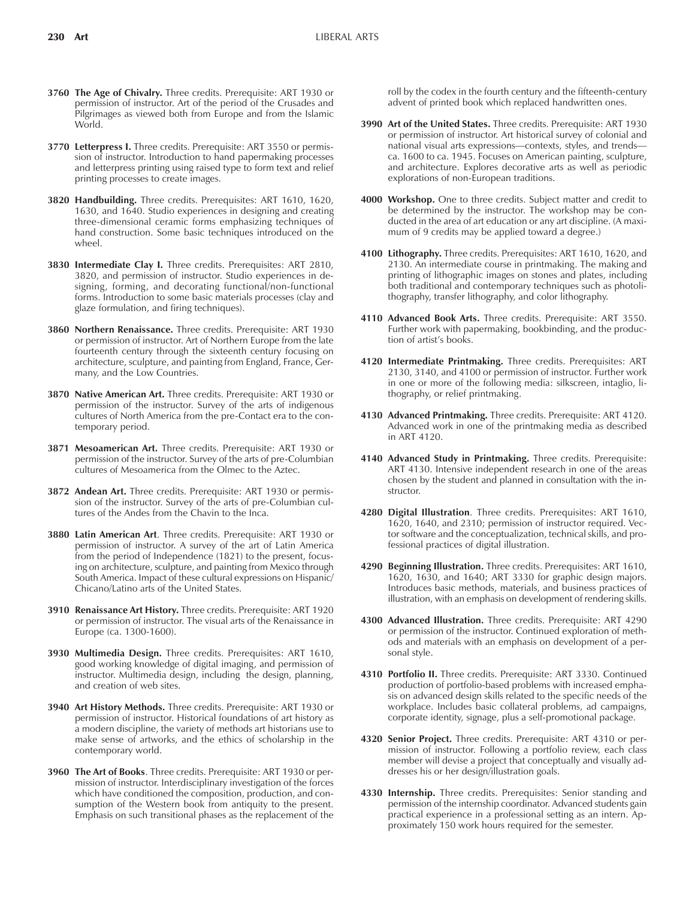**3760 The Age of Chivalry.** Three credits. Prerequisite: ART 1930 or permission of instructor. Art of the period of the Crusades and Pilgrimages as viewed both from Europe and from the Islamic World.

**3770 Letterpress I.** Three credits. Prerequisite: ART 3550 or permission of instructor. Introduction to hand papermaking processes and letterpress printing using raised type to form text and relief printing processes to create images.

**3820 Handbuilding.** Three credits. Prerequisites: ART 1610, 1620, 1630, and 1640. Studio experiences in designing and creating three-dimensional ceramic forms emphasizing techniques of hand construction. Some basic techniques introduced on the wheel.

**3830 Intermediate Clay I.** Three credits. Prerequisites: ART 2810, 3820, and permission of instructor. Studio experiences in designing, forming, and decorating functional/non-functional forms. Introduction to some basic materials processes (clay and glaze formulation, and firing techniques).

**3860 Northern Renaissance.** Three credits. Prerequisite: ART 1930 or permission of instructor. Art of Northern Europe from the late fourteenth century through the sixteenth century focusing on architecture, sculpture, and painting from England, France, Germany, and the Low Countries.

**3870 Native American Art.** Three credits. Prerequisite: ART 1930 or permission of the instructor. Survey of the arts of indigenous cultures of North America from the pre-Contact era to the contemporary period.

**3871 Mesoamerican Art.** Three credits. Prerequisite: ART 1930 or permission of the instructor. Survey of the arts of pre-Columbian cultures of Mesoamerica from the Olmec to the Aztec.

**3872 Andean Art.** Three credits. Prerequisite: ART 1930 or permission of the instructor. Survey of the arts of pre-Columbian cultures of the Andes from the Chavin to the Inca.

**3880 Latin American Art**. Three credits. Prerequisite: ART 1930 or permission of instructor. A survey of the art of Latin America from the period of Independence (1821) to the present, focusing on architecture, sculpture, and painting from Mexico through South America. Impact of these cultural expressions on Hispanic/Chicano/Latino arts of the United States.

**3910 Renaissance Art History.** Three credits. Prerequisite: ART 1920 or permission of instructor. The visual arts of the Renaissance in Europe (ca. 1300-1600).

**3930 Multimedia Design.** Three credits. Prerequisites: ART 1610, good working knowledge of digital imaging, and permission of instructor. Multimedia design, including the design, planning, and creation of web sites.

**3940 Art History Methods.** Three credits. Prerequisite: ART 1930 or permission of instructor. Historical foundations of art history as a modern discipline, the variety of methods art historians use to make sense of artworks, and the ethics of scholarship in the contemporary world.

**3960 The Art of Books**. Three credits. Prerequisite: ART 1930 or permission of instructor. Interdisciplinary investigation of the forces which have conditioned the composition, production, and consumption of the Western book from antiquity to the present. Emphasis on such transitional phases as the replacement of the roll by the codex in the fourth century and the fifteenth-century advent of printed book which replaced handwritten ones.

**3990 Art of the United States.** Three credits. Prerequisite: ART 1930 or permission of instructor. Art historical survey of colonial and national visual arts expressions—contexts, styles, and trends—ca. 1600 to ca. 1945. Focuses on American painting, sculpture, and architecture. Explores decorative arts as well as periodic explorations of non-European traditions.

**4000 Workshop.** One to three credits. Subject matter and credit to be determined by the instructor. The workshop may be conducted in the area of art education or any art discipline. (A maximum of 9 credits may be applied toward a degree.)

**4100 Lithography.** Three credits. Prerequisites: ART 1610, 1620, and 2130. An intermediate course in printmaking. The making and printing of lithographic images on stones and plates, including both traditional and contemporary techniques such as photolithography, transfer lithography, and color lithography.

**4110 Advanced Book Arts.** Three credits. Prerequisite: ART 3550. Further work with papermaking, bookbinding, and the production of artist's books.

**4120 Intermediate Printmaking.** Three credits. Prerequisites: ART 2130, 3140, and 4100 or permission of instructor. Further work in one or more of the following media: silkscreen, intaglio, lithography, or relief printmaking.

**4130 Advanced Printmaking.** Three credits. Prerequisite: ART 4120. Advanced work in one of the printmaking media as described in ART 4120.

**4140 Advanced Study in Printmaking.** Three credits. Prerequisite: ART 4130. Intensive independent research in one of the areas chosen by the student and planned in consultation with the instructor.

**4280 Digital Illustration**. Three credits. Prerequisites: ART 1610, 1620, 1640, and 2310; permission of instructor required. Vector software and the conceptualization, technical skills, and professional practices of digital illustration.

**4290 Beginning Illustration.** Three credits. Prerequisites: ART 1610, 1620, 1630, and 1640; ART 3330 for graphic design majors. Introduces basic methods, materials, and business practices of illustration, with an emphasis on development of rendering skills.

**4300 Advanced Illustration.** Three credits. Prerequisite: ART 4290 or permission of the instructor. Continued exploration of methods and materials with an emphasis on development of a personal style.

**4310 Portfolio II.** Three credits. Prerequisite: ART 3330. Continued production of portfolio-based problems with increased emphasis on advanced design skills related to the specific needs of the workplace. Includes basic collateral problems, ad campaigns, corporate identity, signage, plus a self-promotional package.

**4320 Senior Project.** Three credits. Prerequisite: ART 4310 or permission of instructor. Following a portfolio review, each class member will devise a project that conceptually and visually addresses his or her design/illustration goals.

**4330 Internship.** Three credits. Prerequisites: Senior standing and permission of the internship coordinator. Advanced students gain practical experience in a professional setting as an intern. Approximately 150 work hours required for the semester.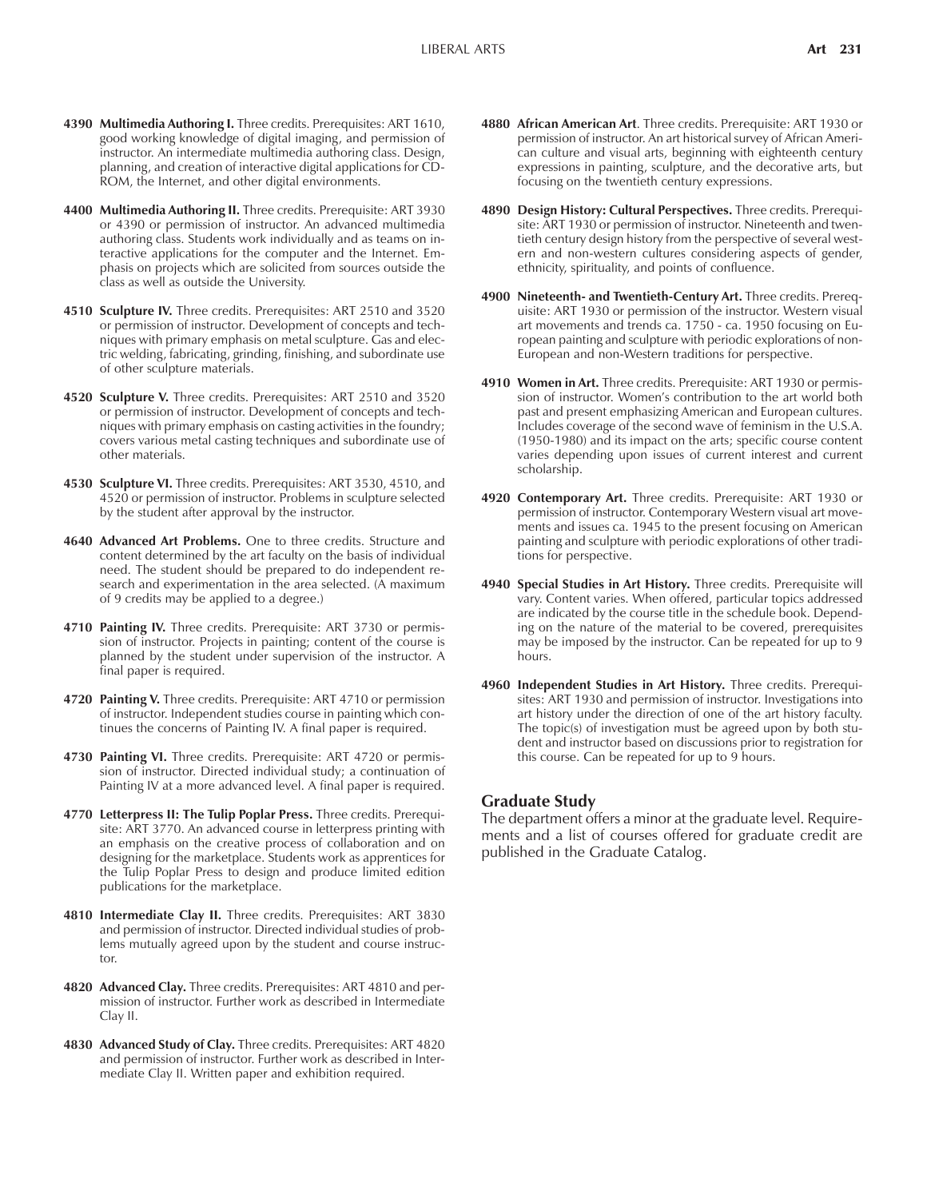**4390 Multimedia Authoring I.** Three credits. Prerequisites: ART 1610, good working knowledge of digital imaging, and permission of instructor. An intermediate multimedia authoring class. Design, planning, and creation of interactive digital applications for CD-ROM, the Internet, and other digital environments.

**4400 Multimedia Authoring II.** Three credits. Prerequisite: ART 3930 or 4390 or permission of instructor. An advanced multimedia authoring class. Students work individually and as teams on interactive applications for the computer and the Internet. Emphasis on projects which are solicited from sources outside the class as well as outside the University.

**4510 Sculpture IV.** Three credits. Prerequisites: ART 2510 and 3520 or permission of instructor. Development of concepts and techniques with primary emphasis on metal sculpture. Gas and electric welding, fabricating, grinding, finishing, and subordinate use of other sculpture materials.

**4520 Sculpture V.** Three credits. Prerequisites: ART 2510 and 3520 or permission of instructor. Development of concepts and techniques with primary emphasis on casting activities in the foundry; covers various metal casting techniques and subordinate use of other materials.

**4530 Sculpture VI.** Three credits. Prerequisites: ART 3530, 4510, and 4520 or permission of instructor. Problems in sculpture selected by the student after approval by the instructor.

**4640 Advanced Art Problems.** One to three credits. Structure and content determined by the art faculty on the basis of individual need. The student should be prepared to do independent research and experimentation in the area selected. (A maximum of 9 credits may be applied to a degree.)

**4710 Painting IV.** Three credits. Prerequisite: ART 3730 or permission of instructor. Projects in painting; content of the course is planned by the student under supervision of the instructor. A final paper is required.

**4720 Painting V.** Three credits. Prerequisite: ART 4710 or permission of instructor. Independent studies course in painting which continues the concerns of Painting IV. A final paper is required.

**4730 Painting VI.** Three credits. Prerequisite: ART 4720 or permission of instructor. Directed individual study; a continuation of Painting IV at a more advanced level. A final paper is required.

**4770 Letterpress II: The Tulip Poplar Press.** Three credits. Prerequisite: ART 3770. An advanced course in letterpress printing with an emphasis on the creative process of collaboration and on designing for the marketplace. Students work as apprentices for the Tulip Poplar Press to design and produce limited edition publications for the marketplace.

**4810 Intermediate Clay II.** Three credits. Prerequisites: ART 3830 and permission of instructor. Directed individual studies of problems mutually agreed upon by the student and course instructor.

**4820 Advanced Clay.** Three credits. Prerequisites: ART 4810 and permission of instructor. Further work as described in Intermediate Clay II.

**4830 Advanced Study of Clay.** Three credits. Prerequisites: ART 4820 and permission of instructor. Further work as described in Intermediate Clay II. Written paper and exhibition required.

**4880 African American Art**. Three credits. Prerequisite: ART 1930 or permission of instructor. An art historical survey of African American culture and visual arts, beginning with eighteenth century expressions in painting, sculpture, and the decorative arts, but focusing on the twentieth century expressions.

**4890 Design History: Cultural Perspectives.** Three credits. Prerequisite: ART 1930 or permission of instructor. Nineteenth and twentieth century design history from the perspective of several western and non-western cultures considering aspects of gender, ethnicity, spirituality, and points of confluence.

**4900 Nineteenth- and Twentieth-Century Art.** Three credits. Prerequisite: ART 1930 or permission of the instructor. Western visual art movements and trends ca. 1750 - ca. 1950 focusing on European painting and sculpture with periodic explorations of non-European and non-Western traditions for perspective.

**4910 Women in Art.** Three credits. Prerequisite: ART 1930 or permission of instructor. Women's contribution to the art world both past and present emphasizing American and European cultures. Includes coverage of the second wave of feminism in the U.S.A. (1950-1980) and its impact on the arts; specific course content varies depending upon issues of current interest and current scholarship.

**4920 Contemporary Art.** Three credits. Prerequisite: ART 1930 or permission of instructor. Contemporary Western visual art movements and issues ca. 1945 to the present focusing on American painting and sculpture with periodic explorations of other traditions for perspective.

**4940 Special Studies in Art History.** Three credits. Prerequisite will vary. Content varies. When offered, particular topics addressed are indicated by the course title in the schedule book. Depending on the nature of the material to be covered, prerequisites may be imposed by the instructor. Can be repeated for up to 9 hours.

**4960 Independent Studies in Art History.** Three credits. Prerequisites: ART 1930 and permission of instructor. Investigations into art history under the direction of one of the art history faculty. The topic(s) of investigation must be agreed upon by both student and instructor based on discussions prior to registration for this course. Can be repeated for up to 9 hours.

## Graduate Study

The department offers a minor at the graduate level. Requirements and a list of courses offered for graduate credit are published in the Graduate Catalog.